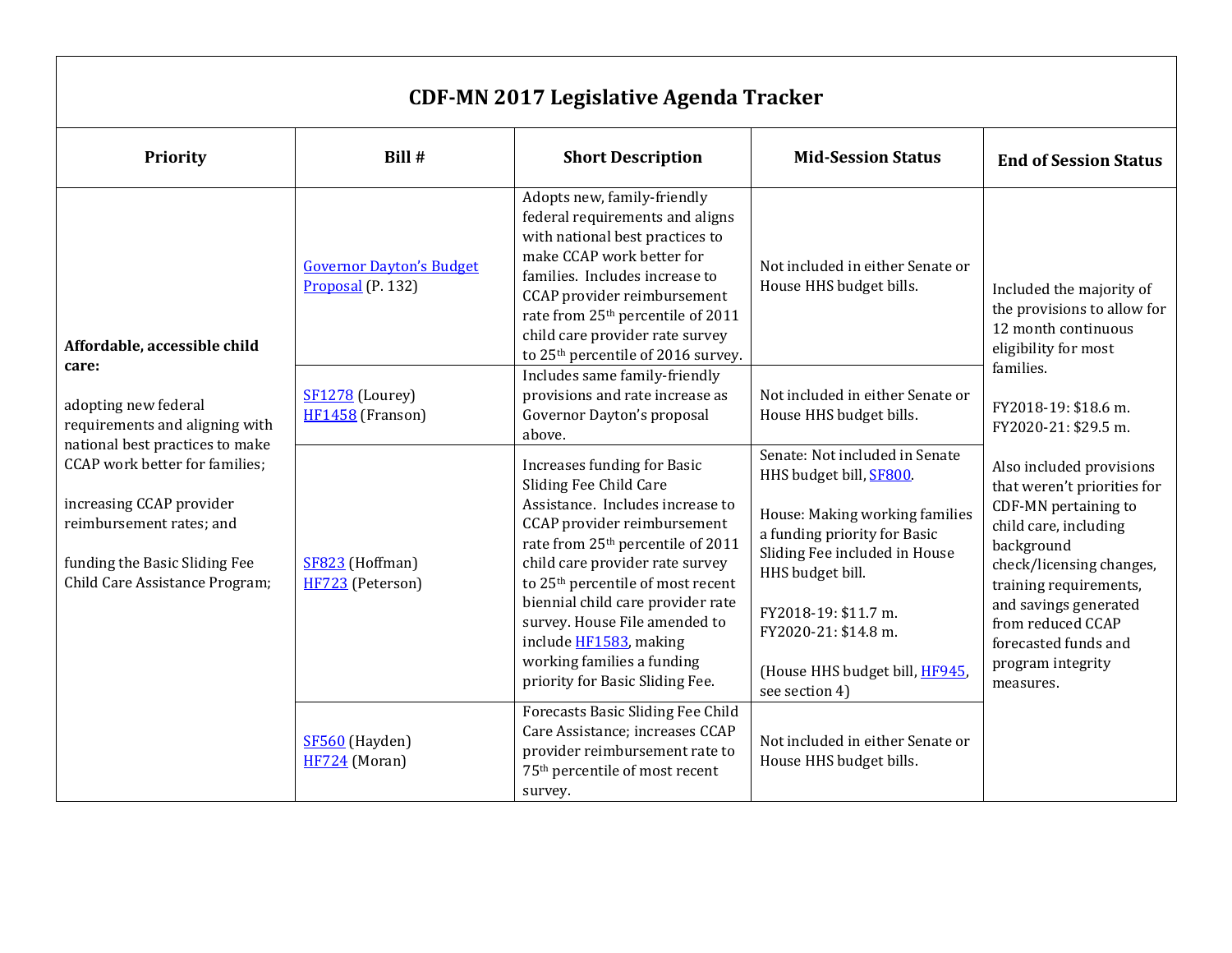# CDF-MN 2017 Legislative Agenda Tracker

| Priority | Bill # | Short Description | Mid-Session Status | End of Session Status |
|---|---|---|---|---|
| **Affordable, accessible child care:**<br><br>adopting new federal requirements and aligning with national best practices to make CCAP work better for families;<br><br>increasing CCAP provider reimbursement rates; and<br><br>funding the Basic Sliding Fee Child Care Assistance Program; | Governor Dayton's Budget Proposal (P. 132) | Adopts new, family-friendly federal requirements and aligns with national best practices to make CCAP work better for families. Includes increase to CCAP provider reimbursement rate from 25th percentile of 2011 child care provider rate survey to 25th percentile of 2016 survey. | Not included in either Senate or House HHS budget bills. | Included the majority of the provisions to allow for 12 month continuous eligibility for most families.<br><br>FY2018-19: $18.6 m.<br>FY2020-21: $29.5 m.<br><br>Also included provisions that weren't priorities for CDF-MN pertaining to child care, including background check/licensing changes, training requirements, and savings generated from reduced CCAP forecasted funds and program integrity measures. |
| | SF1278 (Lourey)<br>HF1458 (Franson) | Includes same family-friendly provisions and rate increase as Governor Dayton's proposal above. | Not included in either Senate or House HHS budget bills. | |
| | SF823 (Hoffman)<br>HF723 (Peterson) | Increases funding for Basic Sliding Fee Child Care Assistance. Includes increase to CCAP provider reimbursement rate from 25th percentile of 2011 child care provider rate survey to 25th percentile of most recent biennial child care provider rate survey. House File amended to include HF1583, making working families a funding priority for Basic Sliding Fee. | Senate: Not included in Senate HHS budget bill, SF800.<br><br>House: Making working families a funding priority for Basic Sliding Fee included in House HHS budget bill.<br><br>FY2018-19: $11.7 m.<br>FY2020-21: $14.8 m.<br><br>(House HHS budget bill, HF945, see section 4) | |
| | SF560 (Hayden)<br>HF724 (Moran) | Forecasts Basic Sliding Fee Child Care Assistance; increases CCAP provider reimbursement rate to 75th percentile of most recent survey. | Not included in either Senate or House HHS budget bills. | |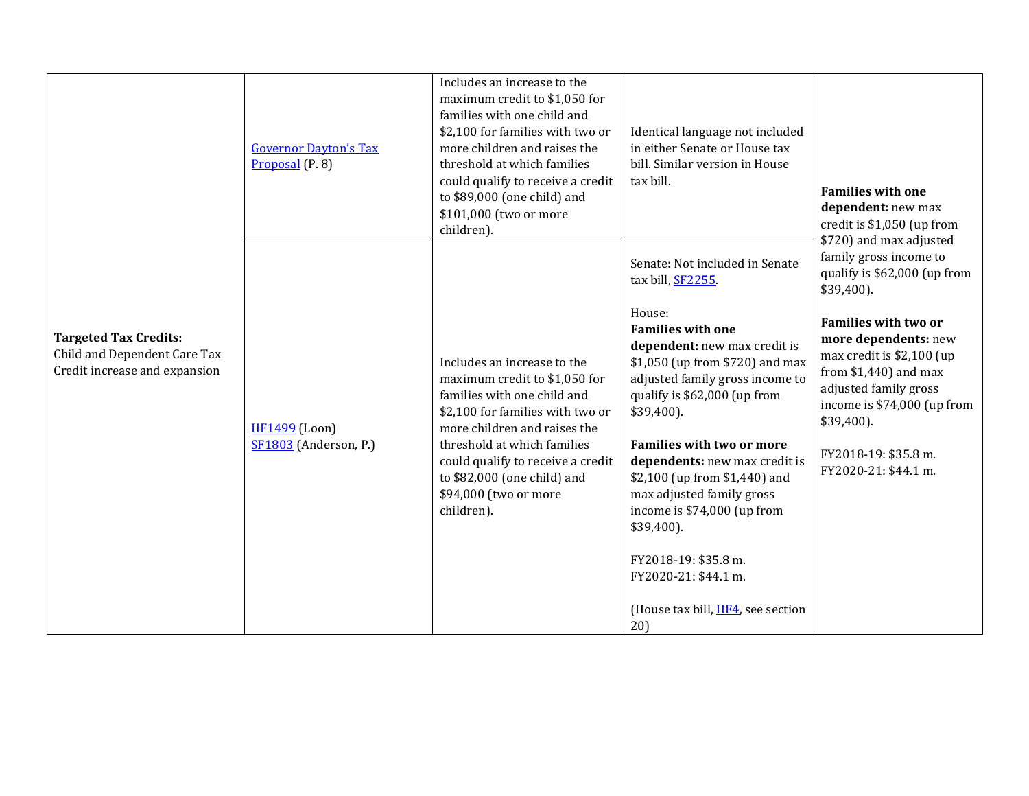| | | | | |
|---|---|---|---|---|
| **Targeted Tax Credits:** Child and Dependent Care Tax Credit increase and expansion | Governor Dayton's Tax Proposal (P. 8) | Includes an increase to the maximum credit to $1,050 for families with one child and $2,100 for families with two or more children and raises the threshold at which families could qualify to receive a credit to $89,000 (one child) and $101,000 (two or more children). | Identical language not included in either Senate or House tax bill. Similar version in House tax bill. | **Families with one dependent:** new max credit is $1,050 (up from $720) and max adjusted family gross income to qualify is $62,000 (up from $39,400).<br><br>**Families with two or more dependents:** new max credit is $2,100 (up from $1,440) and max adjusted family gross income is $74,000 (up from $39,400).<br><br>FY2018-19: $35.8 m.<br>FY2020-21: $44.1 m. |
| | HF1499 (Loon)<br>SF1803 (Anderson, P.) | Includes an increase to the maximum credit to $1,050 for families with one child and $2,100 for families with two or more children and raises the threshold at which families could qualify to receive a credit to $82,000 (one child) and $94,000 (two or more children). | Senate: Not included in Senate tax bill, SF2255.<br><br>House:<br>**Families with one dependent:** new max credit is $1,050 (up from $720) and max adjusted family gross income to qualify is $62,000 (up from $39,400).<br><br>**Families with two or more dependents:** new max credit is $2,100 (up from $1,440) and max adjusted family gross income is $74,000 (up from $39,400).<br><br>FY2018-19: $35.8 m.<br>FY2020-21: $44.1 m.<br><br>(House tax bill, HF4, see section 20) | |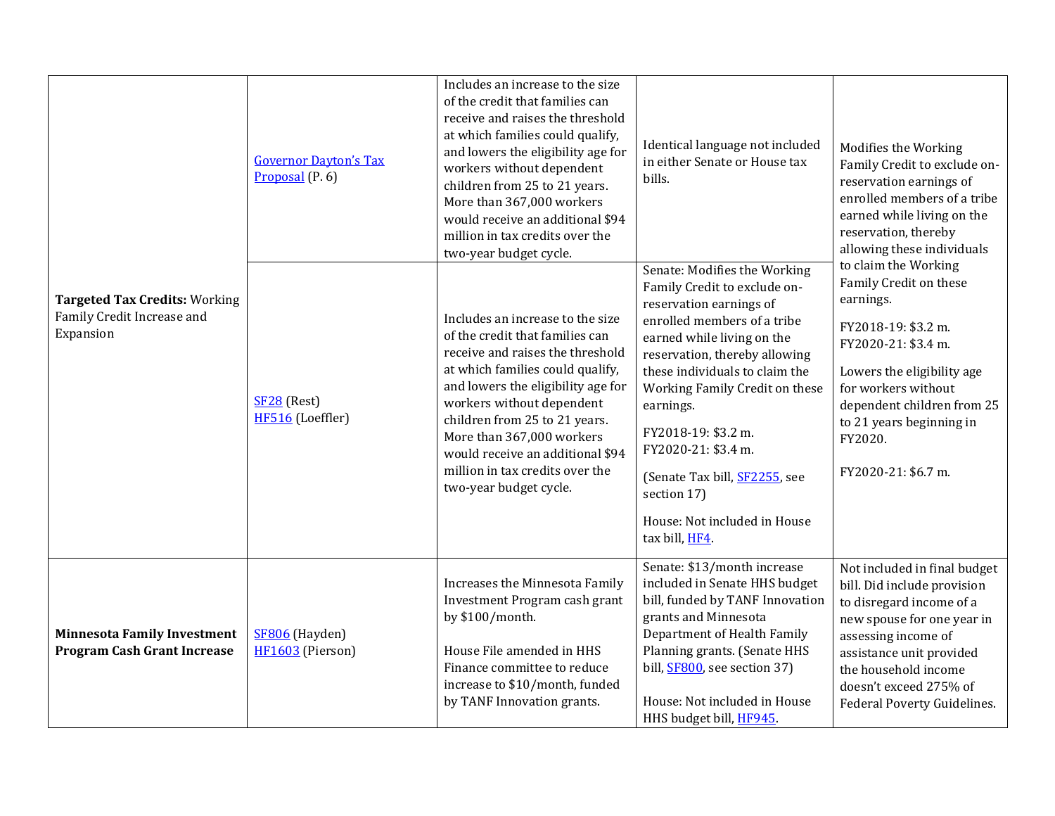| | | | | |
|---|---|---|---|---|
| **Targeted Tax Credits:** Working Family Credit Increase and Expansion | Governor Dayton's Tax Proposal (P. 6) | Includes an increase to the size of the credit that families can receive and raises the threshold at which families could qualify, and lowers the eligibility age for workers without dependent children from 25 to 21 years. More than 367,000 workers would receive an additional $94 million in tax credits over the two-year budget cycle. | Identical language not included in either Senate or House tax bills. | Modifies the Working Family Credit to exclude on-reservation earnings of enrolled members of a tribe earned while living on the reservation, thereby allowing these individuals to claim the Working Family Credit on these earnings.<br><br>FY2018-19: $3.2 m.<br>FY2020-21: $3.4 m.<br><br>Lowers the eligibility age for workers without dependent children from 25 to 21 years beginning in FY2020.<br><br>FY2020-21: $6.7 m. |
| | SF28 (Rest)<br>HF516 (Loeffler) | Includes an increase to the size of the credit that families can receive and raises the threshold at which families could qualify, and lowers the eligibility age for workers without dependent children from 25 to 21 years. More than 367,000 workers would receive an additional $94 million in tax credits over the two-year budget cycle. | Senate: Modifies the Working Family Credit to exclude on-reservation earnings of enrolled members of a tribe earned while living on the reservation, thereby allowing these individuals to claim the Working Family Credit on these earnings.<br><br>FY2018-19: $3.2 m.<br>FY2020-21: $3.4 m.<br><br>(Senate Tax bill, SF2255, see section 17)<br><br>House: Not included in House tax bill, HF4. | |
| **Minnesota Family Investment Program Cash Grant Increase** | SF806 (Hayden)<br>HF1603 (Pierson) | Increases the Minnesota Family Investment Program cash grant by $100/month.<br><br>House File amended in HHS Finance committee to reduce increase to $10/month, funded by TANF Innovation grants. | Senate: $13/month increase included in Senate HHS budget bill, funded by TANF Innovation grants and Minnesota Department of Health Family Planning grants. (Senate HHS bill, SF800, see section 37)<br><br>House: Not included in House HHS budget bill, HF945. | Not included in final budget bill. Did include provision to disregard income of a new spouse for one year in assessing income of assistance unit provided the household income doesn't exceed 275% of Federal Poverty Guidelines. |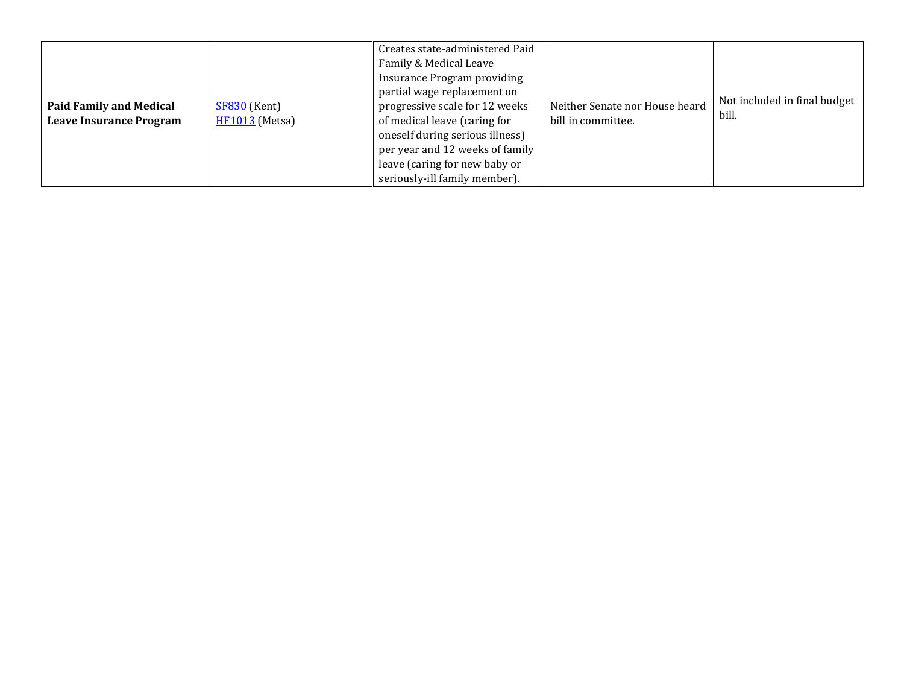| | | | | |
|---|---|---|---|---|
| **Paid Family and Medical Leave Insurance Program** | SF830 (Kent)<br>HF1013 (Metsa) | Creates state-administered Paid Family & Medical Leave Insurance Program providing partial wage replacement on progressive scale for 12 weeks of medical leave (caring for oneself during serious illness) per year and 12 weeks of family leave (caring for new baby or seriously-ill family member). | Neither Senate nor House heard bill in committee. | Not included in final budget bill. |